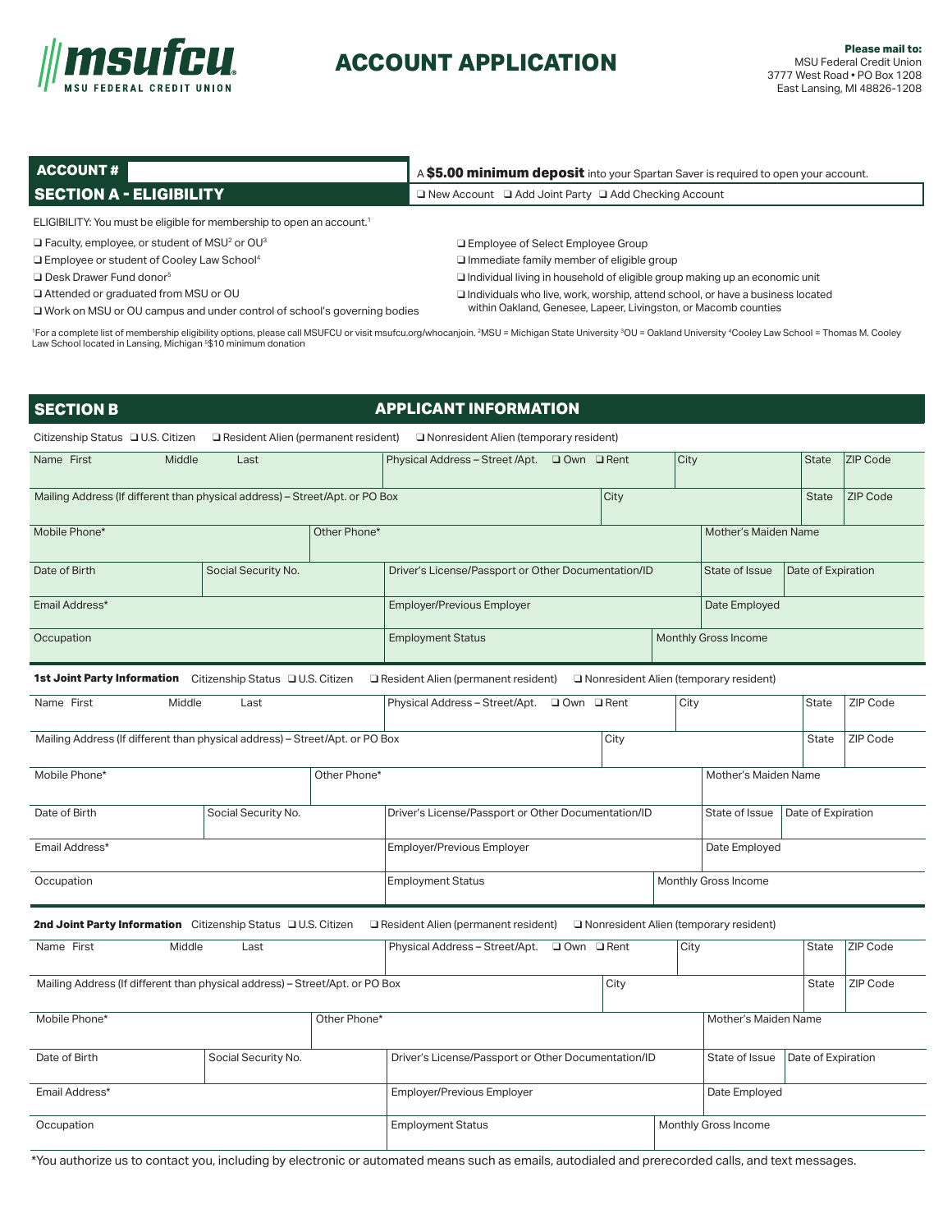msufcu
MSU FEDERAL CREDIT UNION

# ACCOUNT APPLICATION

**Please mail to:**
MSU Federal Credit Union
3777 West Road • PO Box 1208
East Lansing, MI 48826-1208

**ACCOUNT #**

A **$5.00 minimum deposit** into your Spartan Saver is required to open your account.

## SECTION A - ELIGIBILITY

❑ New Account ❑ Add Joint Party ❑ Add Checking Account

ELIGIBILITY: You must be eligible for membership to open an account.[1]

❑ Faculty, employee, or student of MSU[2] or OU[3]
❑ Employee or student of Cooley Law School[4]
❑ Desk Drawer Fund donor[5]
❑ Attended or graduated from MSU or OU
❑ Work on MSU or OU campus and under control of school's governing bodies
❑ Employee of Select Employee Group
❑ Immediate family member of eligible group
❑ Individual living in household of eligible group making up an economic unit
❑ Individuals who live, work, worship, attend school, or have a business located within Oakland, Genesee, Lapeer, Livingston, or Macomb counties

[1]For a complete list of membership eligibility options, please call MSUFCU or visit msufcu.org/whocanjoin. [2]MSU = Michigan State University [3]OU = Oakland University [4]Cooley Law School = Thomas M. Cooley Law School located in Lansing, Michigan [5]$10 minimum donation

## SECTION B — APPLICANT INFORMATION

Citizenship Status ❑ U.S. Citizen ❑ Resident Alien (permanent resident) ❑ Nonresident Alien (temporary resident)

| Name First Middle Last | Physical Address – Street /Apt. ❑ Own ❑ Rent | City | State | ZIP Code |
|---|---|---|---|---|
| Mailing Address (If different than physical address) – Street/Apt. or PO Box | | City | State | ZIP Code |
| Mobile Phone* | Other Phone* | | Mother's Maiden Name | |
| Date of Birth | Social Security No. | Driver's License/Passport or Other Documentation/ID | State of Issue | Date of Expiration |
| Email Address* | Employer/Previous Employer | | Date Employed | |
| Occupation | Employment Status | Monthly Gross Income | | |

**1st Joint Party Information** Citizenship Status ❑ U.S. Citizen ❑ Resident Alien (permanent resident) ❑ Nonresident Alien (temporary resident)

| Name First Middle Last | Physical Address – Street/Apt. ❑ Own ❑ Rent | City | State | ZIP Code |
|---|---|---|---|---|
| Mailing Address (If different than physical address) – Street/Apt. or PO Box | | City | State | ZIP Code |
| Mobile Phone* | Other Phone* | | Mother's Maiden Name | |
| Date of Birth | Social Security No. | Driver's License/Passport or Other Documentation/ID | State of Issue | Date of Expiration |
| Email Address* | Employer/Previous Employer | | Date Employed | |
| Occupation | Employment Status | Monthly Gross Income | | |

**2nd Joint Party Information** Citizenship Status ❑ U.S. Citizen ❑ Resident Alien (permanent resident) ❑ Nonresident Alien (temporary resident)

| Name First Middle Last | Physical Address – Street/Apt. ❑ Own ❑ Rent | City | State | ZIP Code |
|---|---|---|---|---|
| Mailing Address (If different than physical address) – Street/Apt. or PO Box | | City | State | ZIP Code |
| Mobile Phone* | Other Phone* | | Mother's Maiden Name | |
| Date of Birth | Social Security No. | Driver's License/Passport or Other Documentation/ID | State of Issue | Date of Expiration |
| Email Address* | Employer/Previous Employer | | Date Employed | |
| Occupation | Employment Status | Monthly Gross Income | | |

*You authorize us to contact you, including by electronic or automated means such as emails, autodialed and prerecorded calls, and text messages.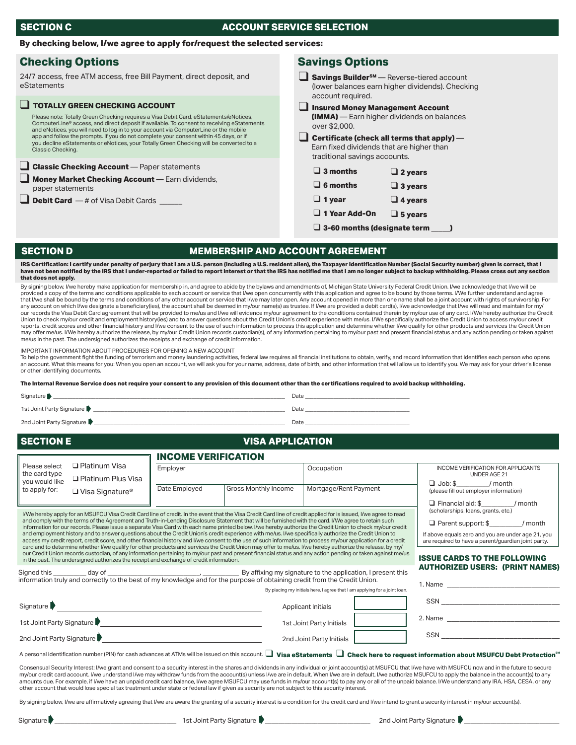## SECTION C — ACCOUNT SERVICE SELECTION

**By checking below, I/we agree to apply for/request the selected services:**

### Checking Options

24/7 access, free ATM access, free Bill Payment, direct deposit, and eStatements

- ❑ **TOTALLY GREEN CHECKING ACCOUNT**

  Please note: Totally Green Checking requires a Visa Debit Card, eStatements/eNotices, ComputerLine® access, and direct deposit if available. To consent to receiving eStatements and eNotices, you will need to log in to your account via ComputerLine or the mobile app and follow the prompts. If you do not complete your consent within 45 days, or if you decline eStatements or eNotices, your Totally Green Checking will be converted to a Classic Checking.

- ❑ **Classic Checking Account** — Paper statements
- ❑ **Money Market Checking Account** — Earn dividends, paper statements
- ❑ **Debit Card** — # of Visa Debit Cards ______

### Savings Options

- ❑ **Savings Builder℠** — Reverse-tiered account (lower balances earn higher dividends). Checking account required.
- ❑ **Insured Money Management Account (IMMA)** — Earn higher dividends on balances over $2,000.
- ❑ **Certificate (check all terms that apply)** — Earn fixed dividends that are higher than traditional savings accounts.

| | |
|---|---|
| ❑ **3 months** | ❑ **2 years** |
| ❑ **6 months** | ❑ **3 years** |
| ❑ **1 year** | ❑ **4 years** |
| ❑ **1 Year Add-On** | ❑ **5 years** |
| ❑ **3-60 months (designate term _____)** | |

## SECTION D — MEMBERSHIP AND ACCOUNT AGREEMENT

**IRS Certification: I certify under penalty of perjury that I am a U.S. person (including a U.S. resident alien), the Taxpayer Identification Number (Social Security number) given is correct, that I have not been notified by the IRS that I under-reported or failed to report interest or that the IRS has notified me that I am no longer subject to backup withholding. Please cross out any section that does not apply.**

By signing below, I/we hereby make application for membership in, and agree to abide by the bylaws and amendments of, Michigan State University Federal Credit Union. I/we acknowledge that I/we will be provided a copy of the terms and conditions applicable to each account or service that I/we open concurrently with this application and agree to be bound by those terms. I/We further understand and agree that I/we shall be bound by the terms and conditions of any other account or service that I/we may later open. Any account opened in more than one name shall be a joint account with rights of survivorship. For any account on which I/we designate a beneficiary(ies), the account shall be deemed in my/our name(s) as trustee. If I/we are provided a debit card(s), I/we acknowledge that I/we will read and maintain for my/our records the Visa Debit Card agreement that will be provided to me/us and I/we will evidence my/our agreement to the conditions contained therein by my/our use of any card. I/We hereby authorize the Credit Union to check my/our credit and employment history(ies) and to answer questions about the Credit Union's credit experience with me/us. I/We specifically authorize the Credit Union to access my/our credit reports, credit scores and other financial history and I/we consent to the use of such information to process this application and determine whether I/we qualify for other products and services the Credit Union may offer me/us. I/We hereby authorize the release, by my/our Credit Union records custodian(s), of any information pertaining to my/our past and present financial status and any action pending or taken against me/us in the past. The undersigned authorizes the receipts and exchange of credit information.

IMPORTANT INFORMATION ABOUT PROCEDURES FOR OPENING A NEW ACCOUNT
To help the government fight the funding of terrorism and money laundering activities, federal law requires all financial institutions to obtain, verify, and record information that identifies each person who opens an account. What this means for you: When you open an account, we will ask you for your name, address, date of birth, and other information that will allow us to identify you. We may ask for your driver's license or other identifying documents.

**The Internal Revenue Service does not require your consent to any provision of this document other than the certifications required to avoid backup withholding.**

Signature ______________________________ Date ______________

1st Joint Party Signature ______________________________ Date ______________

2nd Joint Party Signature ______________________________ Date ______________

## SECTION E — VISA APPLICATION

Please select the card type you would like to apply for:
- ❑ Platinum Visa
- ❑ Platinum Plus Visa
- ❑ Visa Signature®

### INCOME VERIFICATION

| Employer | | Occupation |
|---|---|---|
| **Date Employed** | **Gross Monthly Income** | **Mortgage/Rent Payment** |
| | | |

INCOME VERIFICATION FOR APPLICANTS UNDER AGE 21
- ❑ Job: $_________/ month (please fill out employer information)
- ❑ Financial aid: $_________/ month (scholarships, loans, grants, etc.)
- ❑ Parent support: $_________/ month

If above equals zero and you are under age 21, you are required to have a parent/guardian joint party.

I/We hereby apply for an MSUFCU Visa Credit Card line of credit. In the event that the Visa Credit Card line of credit applied for is issued, I/we agree to read and comply with the terms of the Agreement and Truth-in-Lending Disclosure Statement that will be furnished with the card. I/We agree to retain such information for our records. Please issue a separate Visa Card with each name printed below. I/We hereby authorize the Credit Union to check my/our credit and employment history and to answer questions about the Credit Union's credit experience with me/us. I/We specifically authorize the Credit Union to access my credit report, credit score, and other financial history and I/we consent to the use of such information to process my/our application for a credit card and to determine whether I/we qualify for other products and services the Credit Union may offer to me/us. I/We hereby authorize the release, by my/our Credit Union records custodian, of any information pertaining to my/our past and present financial status and any action pending or taken against me/us in the past. The undersigned authorizes the receipt and exchange of credit information.

Signed this _________ day of _________________________, __________ By affixing my signature to the application, I present this information truly and correctly to the best of my knowledge and for the purpose of obtaining credit from the Credit Union.

By placing my initials here, I agree that I am applying for a joint loan.

Signature ______________________________ Applicant Initials [ ]

1st Joint Party Signature ______________________________ 1st Joint Party Initials [ ]

2nd Joint Party Signature ______________________________ 2nd Joint Party Initials [ ]

**ISSUE CARDS TO THE FOLLOWING AUTHORIZED USERS: (PRINT NAMES)**

1. Name ______________________________
   SSN ______________________________
2. Name ______________________________
   SSN ______________________________

A personal identification number (PIN) for cash advances at ATMs will be issued on this account. ❑ **Visa eStatements** ❑ **Check here to request information about MSUFCU Debt Protection℠**

Consensual Security Interest: I/we grant and consent to a security interest in the shares and dividends in any individual or joint account(s) at MSUFCU that I/we have with MSUFCU now and in the future to secure my/our credit card account. I/we understand I/we may withdraw funds from the account(s) unless I/we are in default. When I/we are in default, I/we authorize MSUFCU to apply the balance in the account(s) to any amounts due. For example, if I/we have an unpaid credit card balance, I/we agree MSUFCU may use funds in my/our account(s) to pay any or all of the unpaid balance. I/We understand any IRA, HSA, CESA, or any other account that would lose special tax treatment under state or federal law if given as security are not subject to this security interest.

By signing below, I/we are affirmatively agreeing that I/we are aware the granting of a security interest is a condition for the credit card and I/we intend to grant a security interest in my/our account(s).

Signature ____________________ 1st Joint Party Signature ____________________ 2nd Joint Party Signature ____________________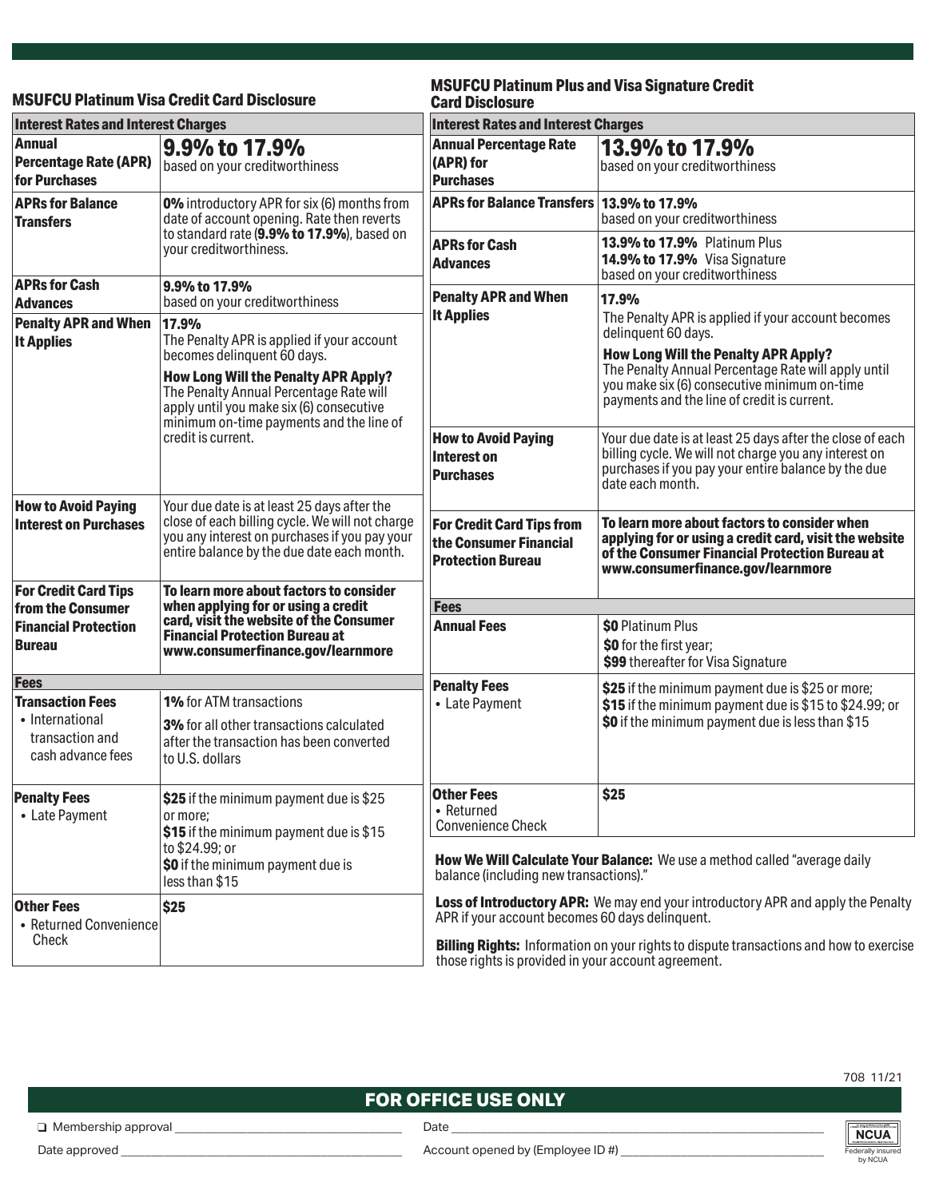## MSUFCU Platinum Visa Credit Card Disclosure

| Interest Rates and Interest Charges | |
|---|---|
| **Annual Percentage Rate (APR) for Purchases** | **9.9% to 17.9%** based on your creditworthiness |
| **APRs for Balance Transfers** | **0%** introductory APR for six (6) months from date of account opening. Rate then reverts to standard rate (**9.9% to 17.9%**), based on your creditworthiness. |
| **APRs for Cash Advances** | **9.9% to 17.9%** based on your creditworthiness |
| **Penalty APR and When It Applies** | **17.9%** The Penalty APR is applied if your account becomes delinquent 60 days. **How Long Will the Penalty APR Apply?** The Penalty Annual Percentage Rate will apply until you make six (6) consecutive minimum on-time payments and the line of credit is current. |
| **How to Avoid Paying Interest on Purchases** | Your due date is at least 25 days after the close of each billing cycle. We will not charge you any interest on purchases if you pay your entire balance by the due date each month. |
| **For Credit Card Tips from the Consumer Financial Protection Bureau** | **To learn more about factors to consider when applying for or using a credit card, visit the website of the Consumer Financial Protection Bureau at www.consumerfinance.gov/learnmore** |
| **Fees** | |
| **Transaction Fees** • International transaction and cash advance fees | **1%** for ATM transactions **3%** for all other transactions calculated after the transaction has been converted to U.S. dollars |
| **Penalty Fees** • Late Payment | **$25** if the minimum payment due is $25 or more; **$15** if the minimum payment due is $15 to $24.99; or **$0** if the minimum payment due is less than $15 |
| **Other Fees** • Returned Convenience Check | **$25** |

## MSUFCU Platinum Plus and Visa Signature Credit Card Disclosure

| Interest Rates and Interest Charges | |
|---|---|
| **Annual Percentage Rate (APR) for Purchases** | **13.9% to 17.9%** based on your creditworthiness |
| **APRs for Balance Transfers** | **13.9% to 17.9%** based on your creditworthiness |
| **APRs for Cash Advances** | **13.9% to 17.9%** Platinum Plus **14.9% to 17.9%** Visa Signature based on your creditworthiness |
| **Penalty APR and When It Applies** | **17.9%** The Penalty APR is applied if your account becomes delinquent 60 days. **How Long Will the Penalty APR Apply?** The Penalty Annual Percentage Rate will apply until you make six (6) consecutive minimum on-time payments and the line of credit is current. |
| **How to Avoid Paying Interest on Purchases** | Your due date is at least 25 days after the close of each billing cycle. We will not charge you any interest on purchases if you pay your entire balance by the due date each month. |
| **For Credit Card Tips from the Consumer Financial Protection Bureau** | **To learn more about factors to consider when applying for or using a credit card, visit the website of the Consumer Financial Protection Bureau at www.consumerfinance.gov/learnmore** |
| **Fees** | |
| **Annual Fees** | **$0** Platinum Plus **$0** for the first year; **$99** thereafter for Visa Signature |
| **Penalty Fees** • Late Payment | **$25** if the minimum payment due is $25 or more; **$15** if the minimum payment due is $15 to $24.99; or **$0** if the minimum payment due is less than $15 |
| **Other Fees** • Returned Convenience Check | **$25** |

**How We Will Calculate Your Balance:** We use a method called "average daily balance (including new transactions)."

**Loss of Introductory APR:** We may end your introductory APR and apply the Penalty APR if your account becomes 60 days delinquent.

**Billing Rights:** Information on your rights to dispute transactions and how to exercise those rights is provided in your account agreement.

708 11/21

### FOR OFFICE USE ONLY

❑ Membership approval ____________________ Date ____________________

Date approved ____________________ Account opened by (Employee ID #) ____________________

NCUA Federally insured by NCUA